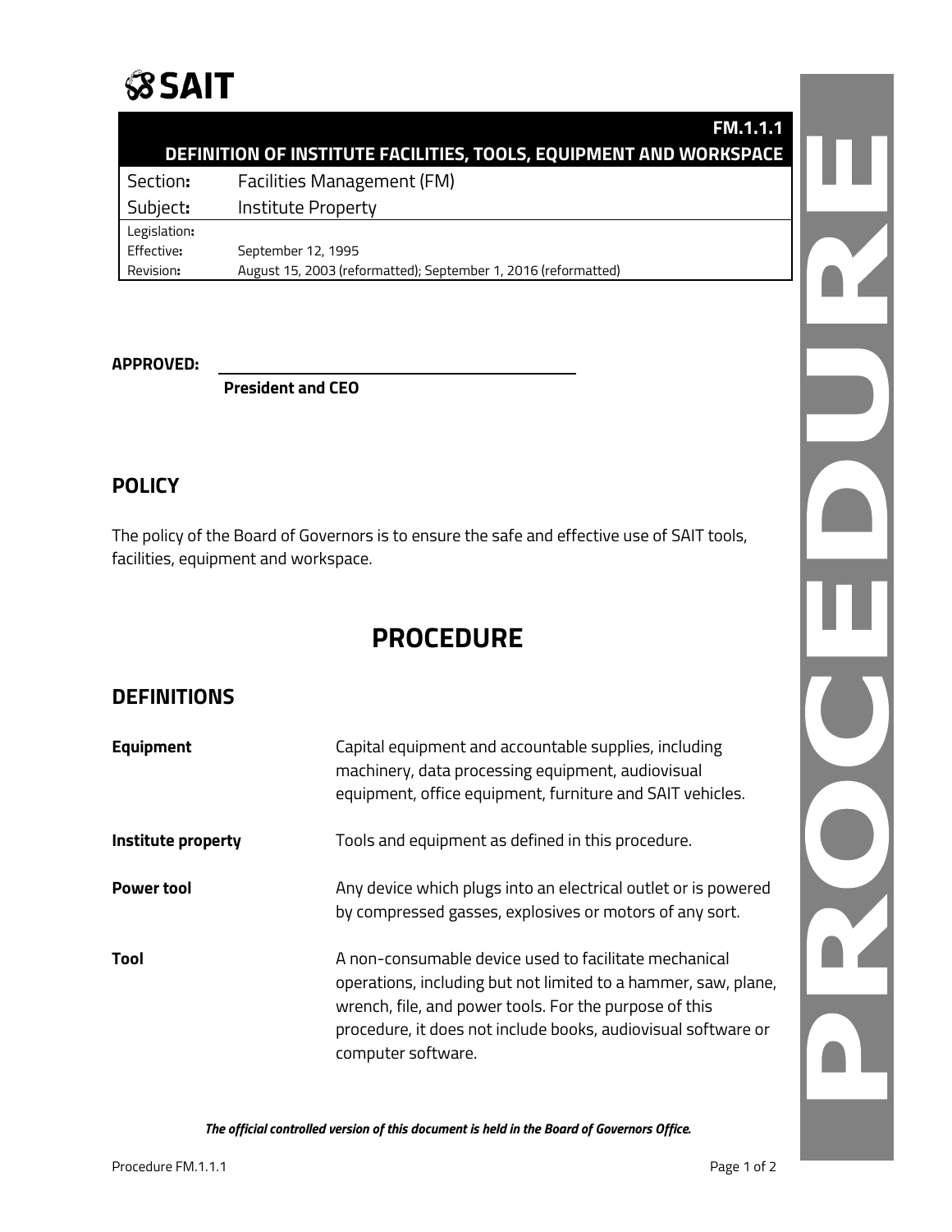# SAIT

| FM.1.1.1 | |
|---|---|
| **DEFINITION OF INSTITUTE FACILITIES, TOOLS, EQUIPMENT AND WORKSPACE** | |
| Section: | Facilities Management (FM) |
| Subject: | Institute Property |
| Legislation: | |
| Effective: | September 12, 1995 |
| Revision: | August 15, 2003 (reformatted); September 1, 2016 (reformatted) |

**APPROVED:** ________________________________

**President and CEO**

## POLICY

The policy of the Board of Governors is to ensure the safe and effective use of SAIT tools, facilities, equipment and workspace.

# PROCEDURE

## DEFINITIONS

| | |
|---|---|
| **Equipment** | Capital equipment and accountable supplies, including machinery, data processing equipment, audiovisual equipment, office equipment, furniture and SAIT vehicles. |
| **Institute property** | Tools and equipment as defined in this procedure. |
| **Power tool** | Any device which plugs into an electrical outlet or is powered by compressed gasses, explosives or motors of any sort. |
| **Tool** | A non-consumable device used to facilitate mechanical operations, including but not limited to a hammer, saw, plane, wrench, file, and power tools. For the purpose of this procedure, it does not include books, audiovisual software or computer software. |

***The official controlled version of this document is held in the Board of Governors Office.***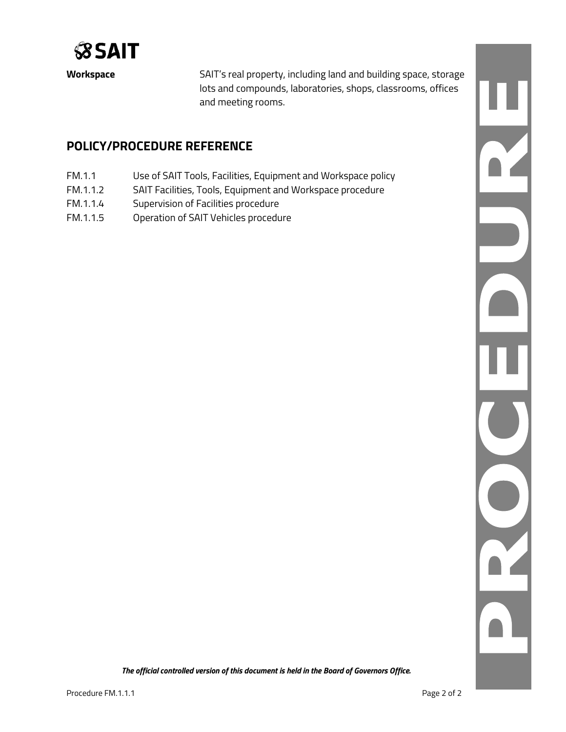| | |
|---|---|
| **Workspace** | SAIT's real property, including land and building space, storage lots and compounds, laboratories, shops, classrooms, offices and meeting rooms. |

## POLICY/PROCEDURE REFERENCE

| | |
|---|---|
| FM.1.1 | Use of SAIT Tools, Facilities, Equipment and Workspace policy |
| FM.1.1.2 | SAIT Facilities, Tools, Equipment and Workspace procedure |
| FM.1.1.4 | Supervision of Facilities procedure |
| FM.1.1.5 | Operation of SAIT Vehicles procedure |

***The official controlled version of this document is held in the Board of Governors Office.***